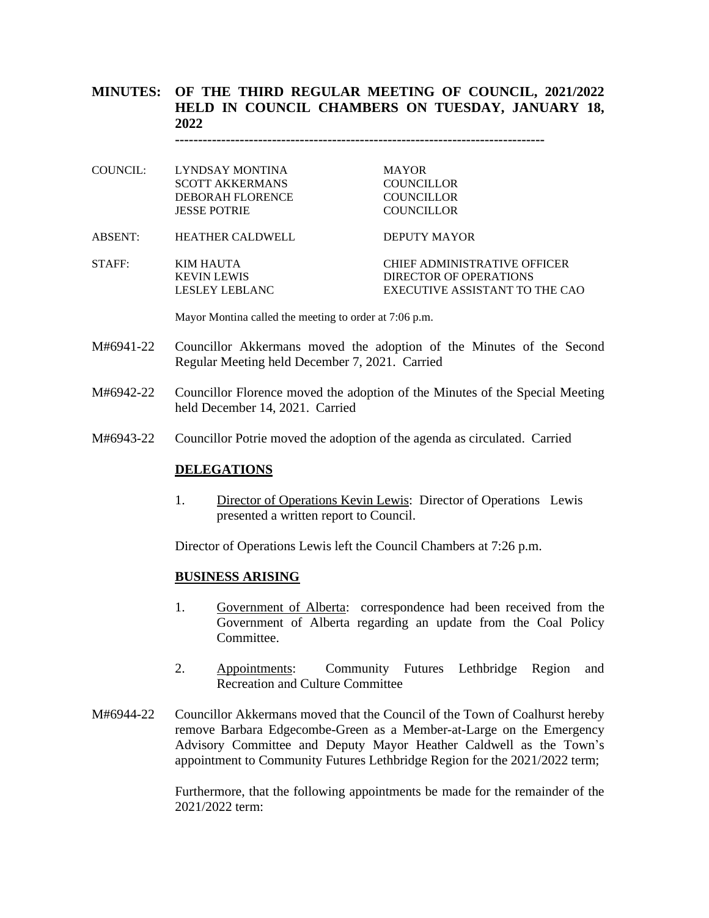# MINUTES: OF THE THIRD REGULAR MEETING OF COUNCIL, 2021/2022 HELD IN COUNCIL CHAMBERS ON TUESDAY, JANUARY 18, 2022

---

| | | |
|---|---|---|
| COUNCIL: | LYNDSAY MONTINA | MAYOR |
| | SCOTT AKKERMANS | COUNCILLOR |
| | DEBORAH FLORENCE | COUNCILLOR |
| | JESSE POTRIE | COUNCILLOR |
| ABSENT: | HEATHER CALDWELL | DEPUTY MAYOR |
| STAFF: | KIM HAUTA | CHIEF ADMINISTRATIVE OFFICER |
| | KEVIN LEWIS | DIRECTOR OF OPERATIONS |
| | LESLEY LEBLANC | EXECUTIVE ASSISTANT TO THE CAO |

Mayor Montina called the meeting to order at 7:06 p.m.

M#6941-22 Councillor Akkermans moved the adoption of the Minutes of the Second Regular Meeting held December 7, 2021. Carried

M#6942-22 Councillor Florence moved the adoption of the Minutes of the Special Meeting held December 14, 2021. Carried

M#6943-22 Councillor Potrie moved the adoption of the agenda as circulated. Carried

**DELEGATIONS**

1. Director of Operations Kevin Lewis: Director of Operations Lewis presented a written report to Council.

Director of Operations Lewis left the Council Chambers at 7:26 p.m.

**BUSINESS ARISING**

1. Government of Alberta: correspondence had been received from the Government of Alberta regarding an update from the Coal Policy Committee.

2. Appointments: Community Futures Lethbridge Region and Recreation and Culture Committee

M#6944-22 Councillor Akkermans moved that the Council of the Town of Coalhurst hereby remove Barbara Edgecombe-Green as a Member-at-Large on the Emergency Advisory Committee and Deputy Mayor Heather Caldwell as the Town's appointment to Community Futures Lethbridge Region for the 2021/2022 term;

Furthermore, that the following appointments be made for the remainder of the 2021/2022 term: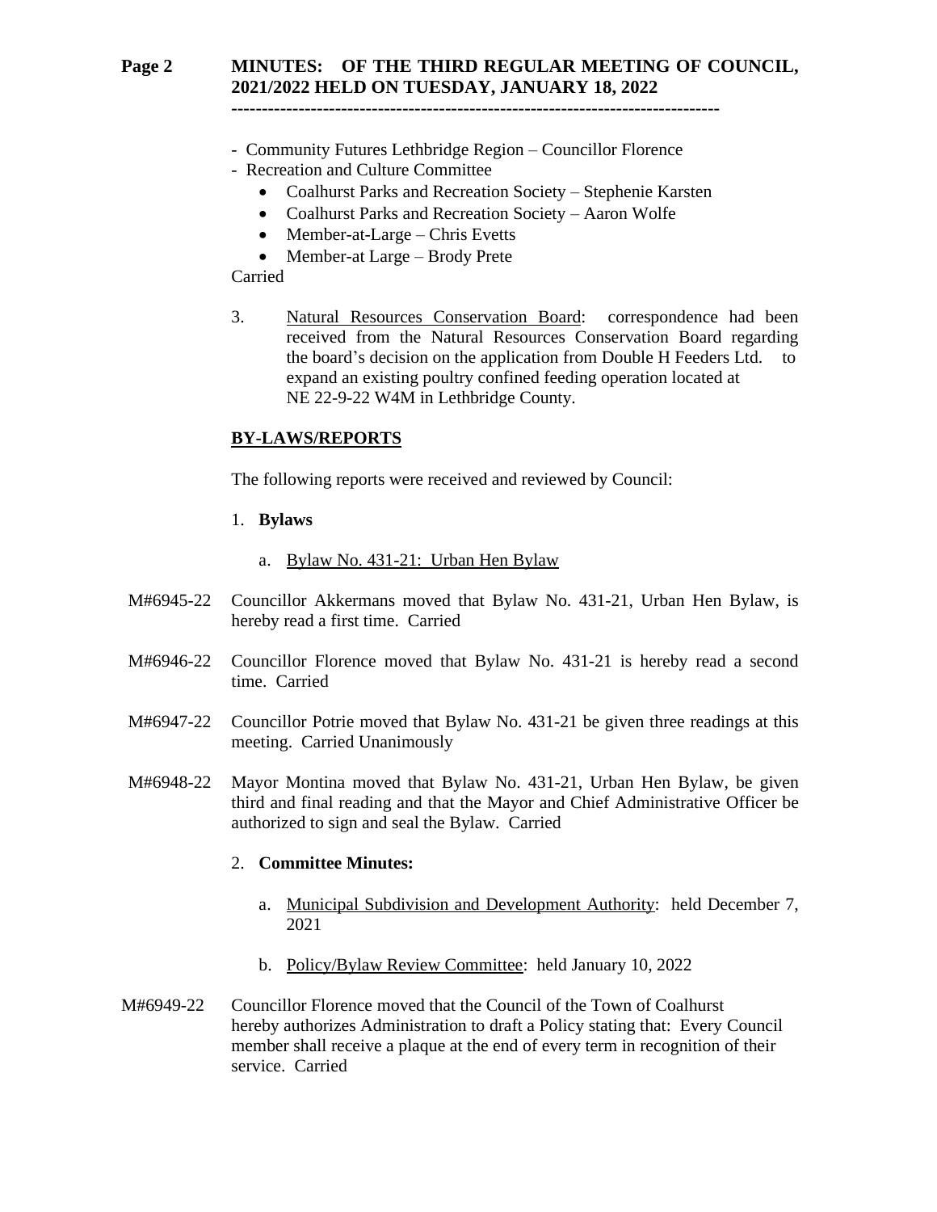- Community Futures Lethbridge Region – Councillor Florence
- Recreation and Culture Committee
  - Coalhurst Parks and Recreation Society – Stephenie Karsten
  - Coalhurst Parks and Recreation Society – Aaron Wolfe
  - Member-at-Large – Chris Evetts
  - Member-at Large – Brody Prete

Carried

3. Natural Resources Conservation Board: correspondence had been received from the Natural Resources Conservation Board regarding the board's decision on the application from Double H Feeders Ltd. to expand an existing poultry confined feeding operation located at NE 22-9-22 W4M in Lethbridge County.

## BY-LAWS/REPORTS

The following reports were received and reviewed by Council:

1. **Bylaws**

   a. Bylaw No. 431-21: Urban Hen Bylaw

M#6945-22 Councillor Akkermans moved that Bylaw No. 431-21, Urban Hen Bylaw, is hereby read a first time. Carried

M#6946-22 Councillor Florence moved that Bylaw No. 431-21 is hereby read a second time. Carried

M#6947-22 Councillor Potrie moved that Bylaw No. 431-21 be given three readings at this meeting. Carried Unanimously

M#6948-22 Mayor Montina moved that Bylaw No. 431-21, Urban Hen Bylaw, be given third and final reading and that the Mayor and Chief Administrative Officer be authorized to sign and seal the Bylaw. Carried

2. **Committee Minutes:**

   a. Municipal Subdivision and Development Authority: held December 7, 2021

   b. Policy/Bylaw Review Committee: held January 10, 2022

M#6949-22 Councillor Florence moved that the Council of the Town of Coalhurst hereby authorizes Administration to draft a Policy stating that: Every Council member shall receive a plaque at the end of every term in recognition of their service. Carried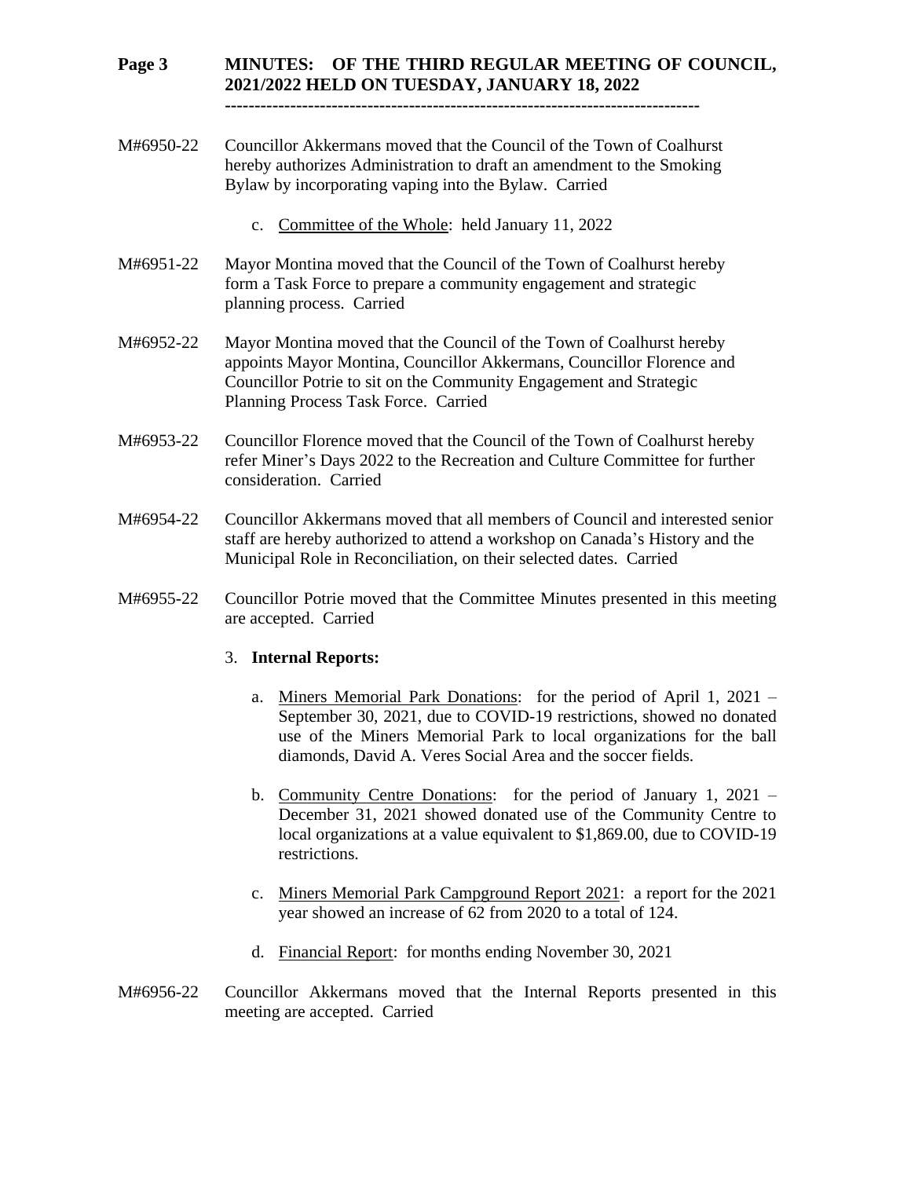M#6950-22 Councillor Akkermans moved that the Council of the Town of Coalhurst hereby authorizes Administration to draft an amendment to the Smoking Bylaw by incorporating vaping into the Bylaw. Carried

c. Committee of the Whole: held January 11, 2022

M#6951-22 Mayor Montina moved that the Council of the Town of Coalhurst hereby form a Task Force to prepare a community engagement and strategic planning process. Carried

M#6952-22 Mayor Montina moved that the Council of the Town of Coalhurst hereby appoints Mayor Montina, Councillor Akkermans, Councillor Florence and Councillor Potrie to sit on the Community Engagement and Strategic Planning Process Task Force. Carried

M#6953-22 Councillor Florence moved that the Council of the Town of Coalhurst hereby refer Miner's Days 2022 to the Recreation and Culture Committee for further consideration. Carried

M#6954-22 Councillor Akkermans moved that all members of Council and interested senior staff are hereby authorized to attend a workshop on Canada's History and the Municipal Role in Reconciliation, on their selected dates. Carried

M#6955-22 Councillor Potrie moved that the Committee Minutes presented in this meeting are accepted. Carried

3. **Internal Reports:**

a. Miners Memorial Park Donations: for the period of April 1, 2021 – September 30, 2021, due to COVID-19 restrictions, showed no donated use of the Miners Memorial Park to local organizations for the ball diamonds, David A. Veres Social Area and the soccer fields.

b. Community Centre Donations: for the period of January 1, 2021 – December 31, 2021 showed donated use of the Community Centre to local organizations at a value equivalent to $1,869.00, due to COVID-19 restrictions.

c. Miners Memorial Park Campground Report 2021: a report for the 2021 year showed an increase of 62 from 2020 to a total of 124.

d. Financial Report: for months ending November 30, 2021

M#6956-22 Councillor Akkermans moved that the Internal Reports presented in this meeting are accepted. Carried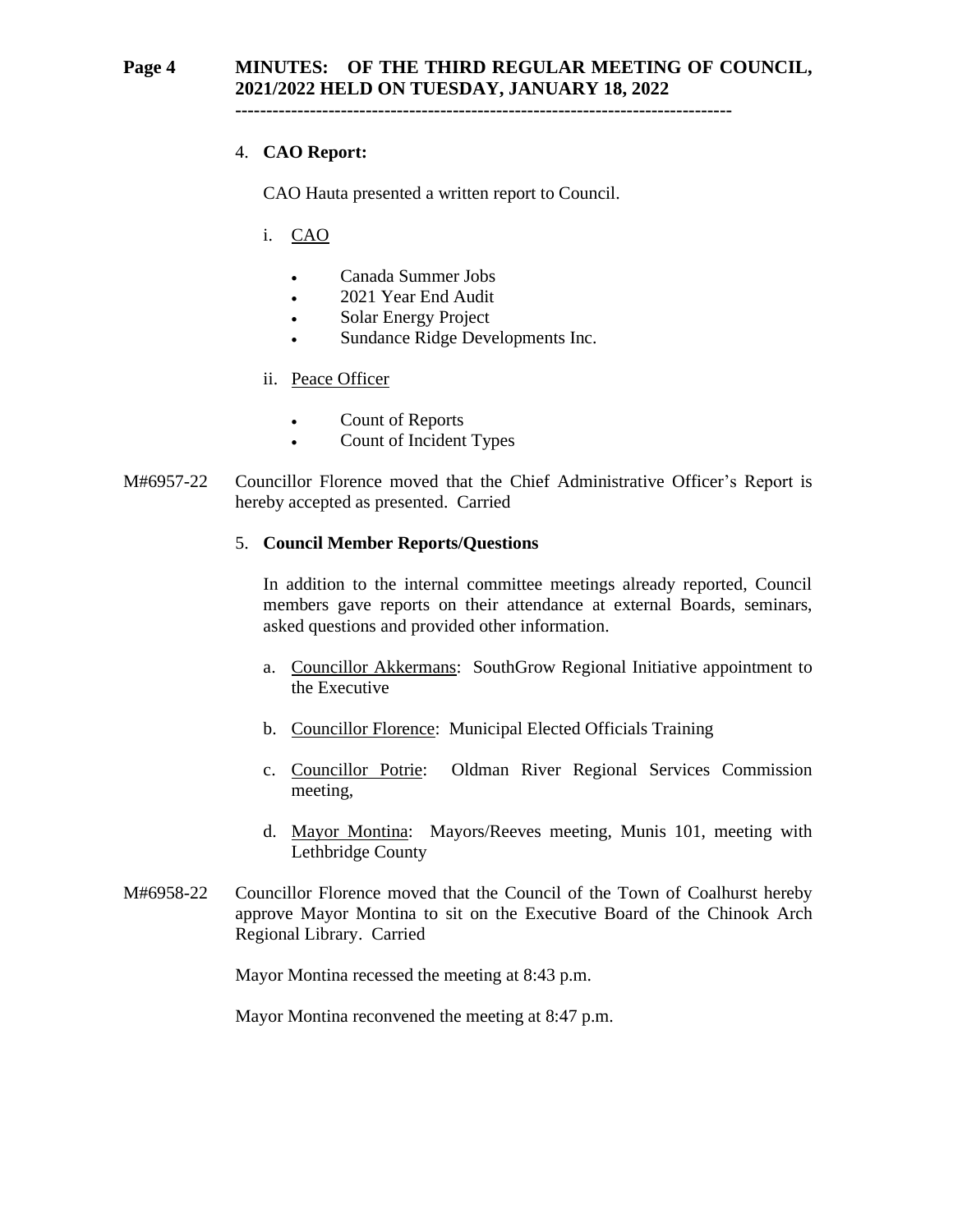4. **CAO Report:**

CAO Hauta presented a written report to Council.

i. CAO

- Canada Summer Jobs
- 2021 Year End Audit
- Solar Energy Project
- Sundance Ridge Developments Inc.

ii. Peace Officer

- Count of Reports
- Count of Incident Types

M#6957-22 Councillor Florence moved that the Chief Administrative Officer's Report is hereby accepted as presented. Carried

5. **Council Member Reports/Questions**

In addition to the internal committee meetings already reported, Council members gave reports on their attendance at external Boards, seminars, asked questions and provided other information.

a. Councillor Akkermans: SouthGrow Regional Initiative appointment to the Executive

b. Councillor Florence: Municipal Elected Officials Training

c. Councillor Potrie: Oldman River Regional Services Commission meeting,

d. Mayor Montina: Mayors/Reeves meeting, Munis 101, meeting with Lethbridge County

M#6958-22 Councillor Florence moved that the Council of the Town of Coalhurst hereby approve Mayor Montina to sit on the Executive Board of the Chinook Arch Regional Library. Carried

Mayor Montina recessed the meeting at 8:43 p.m.

Mayor Montina reconvened the meeting at 8:47 p.m.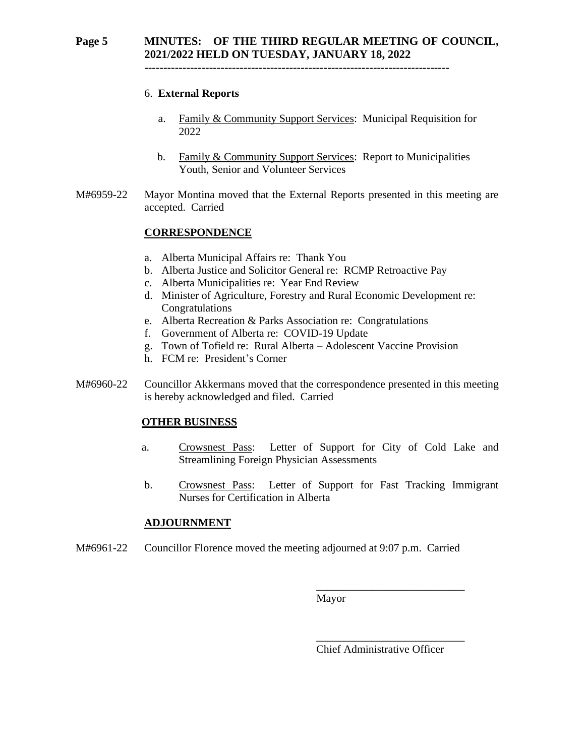6. **External Reports**

   a. Family & Community Support Services: Municipal Requisition for 2022

   b. Family & Community Support Services: Report to Municipalities Youth, Senior and Volunteer Services

M#6959-22 Mayor Montina moved that the External Reports presented in this meeting are accepted. Carried

## CORRESPONDENCE

a. Alberta Municipal Affairs re: Thank You
b. Alberta Justice and Solicitor General re: RCMP Retroactive Pay
c. Alberta Municipalities re: Year End Review
d. Minister of Agriculture, Forestry and Rural Economic Development re: Congratulations
e. Alberta Recreation & Parks Association re: Congratulations
f. Government of Alberta re: COVID-19 Update
g. Town of Tofield re: Rural Alberta – Adolescent Vaccine Provision
h. FCM re: President's Corner

M#6960-22 Councillor Akkermans moved that the correspondence presented in this meeting is hereby acknowledged and filed. Carried

## OTHER BUSINESS

a. Crowsnest Pass: Letter of Support for City of Cold Lake and Streamlining Foreign Physician Assessments

b. Crowsnest Pass: Letter of Support for Fast Tracking Immigrant Nurses for Certification in Alberta

## ADJOURNMENT

M#6961-22 Councillor Florence moved the meeting adjourned at 9:07 p.m. Carried

\_\_\_\_\_\_\_\_\_\_\_\_\_\_\_\_\_\_\_\_\_\_\_\_\_\_\_
Mayor

\_\_\_\_\_\_\_\_\_\_\_\_\_\_\_\_\_\_\_\_\_\_\_\_\_\_\_
Chief Administrative Officer